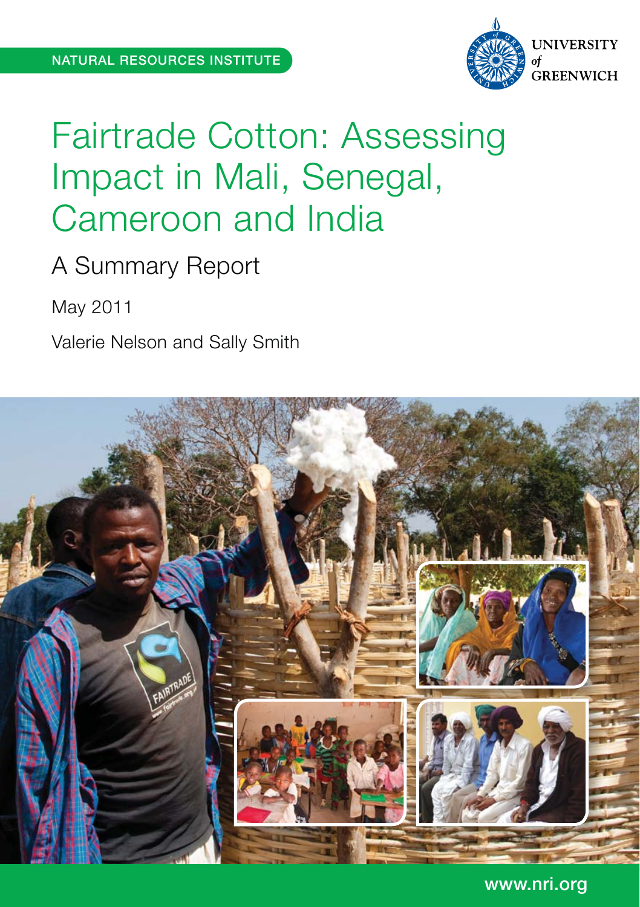NATURAL RESOURCES INSTITUTE

UNIVERSITY of GREENWICH

# Fairtrade Cotton: Assessing Impact in Mali, Senegal, Cameroon and India

## A Summary Report

May 2011

Valerie Nelson and Sally Smith

www.nri.org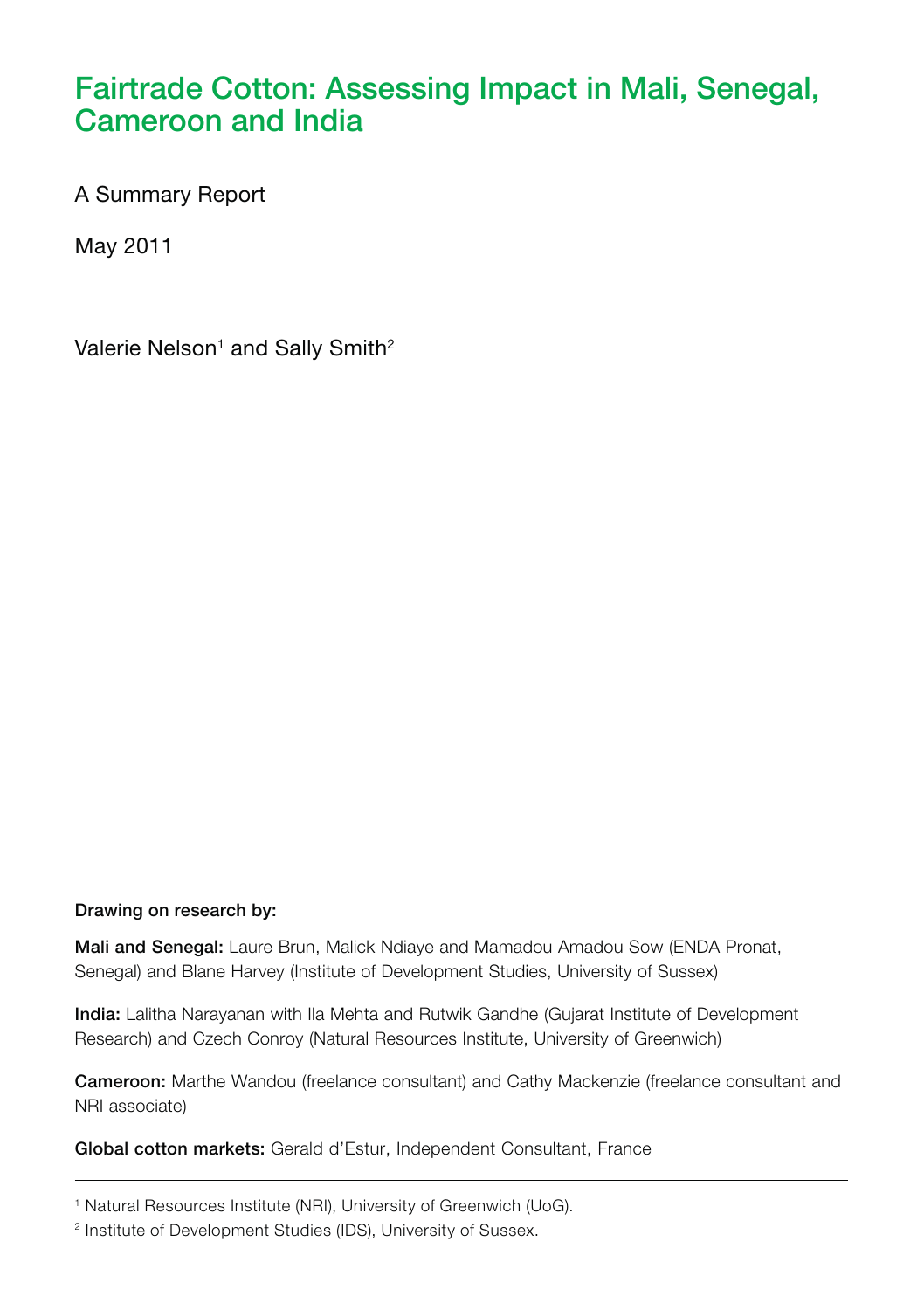# Fairtrade Cotton: Assessing Impact in Mali, Senegal, Cameroon and India

A Summary Report

May 2011

Valerie Nelson[1] and Sally Smith[2]

**Drawing on research by:**

**Mali and Senegal:** Laure Brun, Malick Ndiaye and Mamadou Amadou Sow (ENDA Pronat, Senegal) and Blane Harvey (Institute of Development Studies, University of Sussex)

**India:** Lalitha Narayanan with Ila Mehta and Rutwik Gandhe (Gujarat Institute of Development Research) and Czech Conroy (Natural Resources Institute, University of Greenwich)

**Cameroon:** Marthe Wandou (freelance consultant) and Cathy Mackenzie (freelance consultant and NRI associate)

**Global cotton markets:** Gerald d'Estur, Independent Consultant, France

---

[1] Natural Resources Institute (NRI), University of Greenwich (UoG).

[2] Institute of Development Studies (IDS), University of Sussex.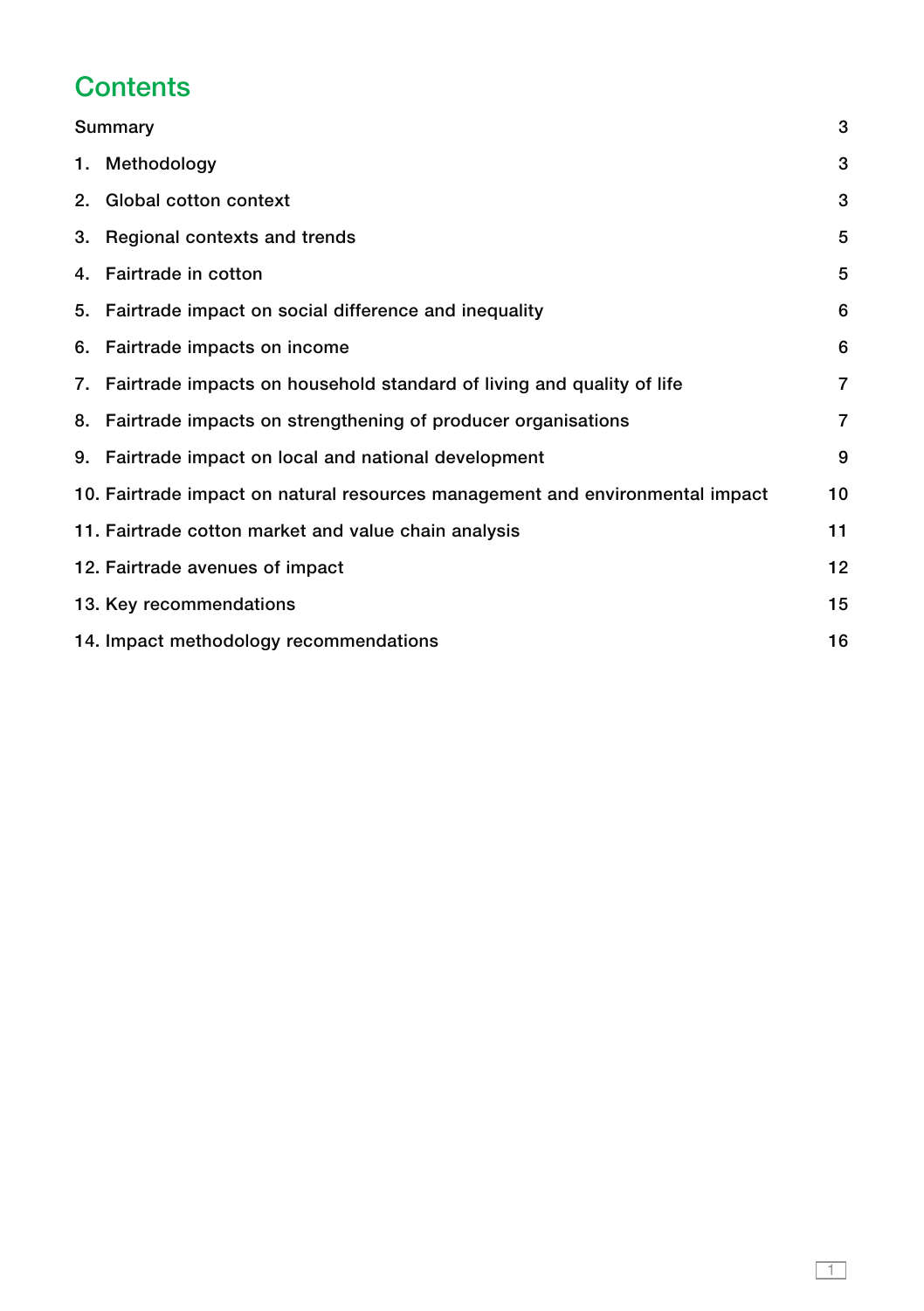# Contents

| | |
|---|---|
| Summary | 3 |
| 1. Methodology | 3 |
| 2. Global cotton context | 3 |
| 3. Regional contexts and trends | 5 |
| 4. Fairtrade in cotton | 5 |
| 5. Fairtrade impact on social difference and inequality | 6 |
| 6. Fairtrade impacts on income | 6 |
| 7. Fairtrade impacts on household standard of living and quality of life | 7 |
| 8. Fairtrade impacts on strengthening of producer organisations | 7 |
| 9. Fairtrade impact on local and national development | 9 |
| 10. Fairtrade impact on natural resources management and environmental impact | 10 |
| 11. Fairtrade cotton market and value chain analysis | 11 |
| 12. Fairtrade avenues of impact | 12 |
| 13. Key recommendations | 15 |
| 14. Impact methodology recommendations | 16 |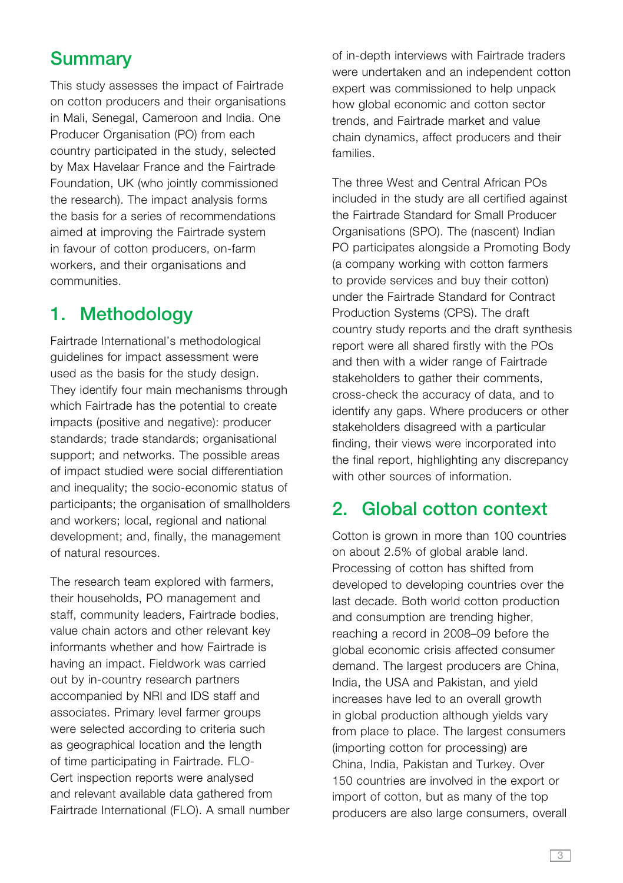## Summary

This study assesses the impact of Fairtrade on cotton producers and their organisations in Mali, Senegal, Cameroon and India. One Producer Organisation (PO) from each country participated in the study, selected by Max Havelaar France and the Fairtrade Foundation, UK (who jointly commissioned the research). The impact analysis forms the basis for a series of recommendations aimed at improving the Fairtrade system in favour of cotton producers, on-farm workers, and their organisations and communities.

## 1. Methodology

Fairtrade International's methodological guidelines for impact assessment were used as the basis for the study design. They identify four main mechanisms through which Fairtrade has the potential to create impacts (positive and negative): producer standards; trade standards; organisational support; and networks. The possible areas of impact studied were social differentiation and inequality; the socio-economic status of participants; the organisation of smallholders and workers; local, regional and national development; and, finally, the management of natural resources.

The research team explored with farmers, their households, PO management and staff, community leaders, Fairtrade bodies, value chain actors and other relevant key informants whether and how Fairtrade is having an impact. Fieldwork was carried out by in-country research partners accompanied by NRI and IDS staff and associates. Primary level farmer groups were selected according to criteria such as geographical location and the length of time participating in Fairtrade. FLO-Cert inspection reports were analysed and relevant available data gathered from Fairtrade International (FLO). A small number of in-depth interviews with Fairtrade traders were undertaken and an independent cotton expert was commissioned to help unpack how global economic and cotton sector trends, and Fairtrade market and value chain dynamics, affect producers and their families.

The three West and Central African POs included in the study are all certified against the Fairtrade Standard for Small Producer Organisations (SPO). The (nascent) Indian PO participates alongside a Promoting Body (a company working with cotton farmers to provide services and buy their cotton) under the Fairtrade Standard for Contract Production Systems (CPS). The draft country study reports and the draft synthesis report were all shared firstly with the POs and then with a wider range of Fairtrade stakeholders to gather their comments, cross-check the accuracy of data, and to identify any gaps. Where producers or other stakeholders disagreed with a particular finding, their views were incorporated into the final report, highlighting any discrepancy with other sources of information.

## 2. Global cotton context

Cotton is grown in more than 100 countries on about 2.5% of global arable land. Processing of cotton has shifted from developed to developing countries over the last decade. Both world cotton production and consumption are trending higher, reaching a record in 2008–09 before the global economic crisis affected consumer demand. The largest producers are China, India, the USA and Pakistan, and yield increases have led to an overall growth in global production although yields vary from place to place. The largest consumers (importing cotton for processing) are China, India, Pakistan and Turkey. Over 150 countries are involved in the export or import of cotton, but as many of the top producers are also large consumers, overall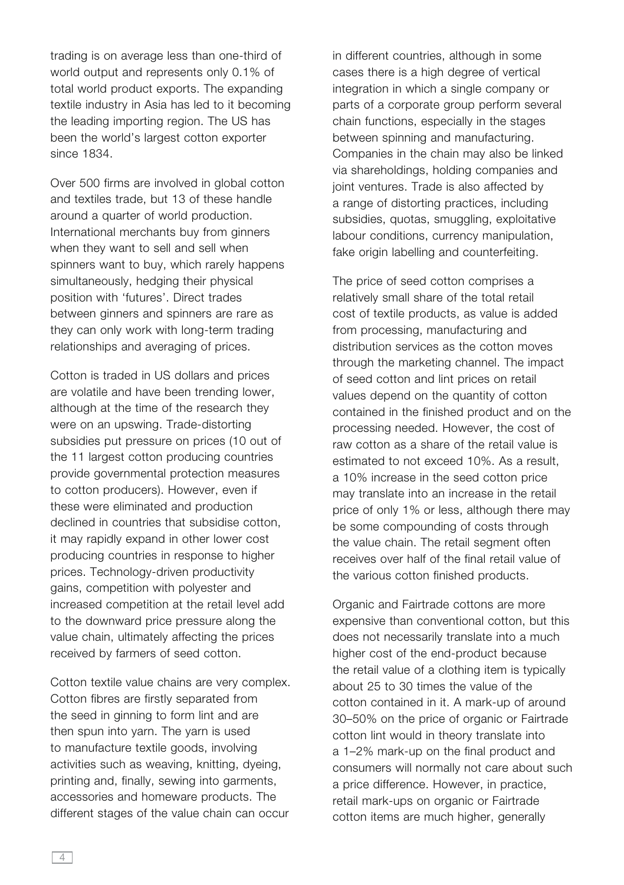trading is on average less than one-third of world output and represents only 0.1% of total world product exports. The expanding textile industry in Asia has led to it becoming the leading importing region. The US has been the world's largest cotton exporter since 1834.

Over 500 firms are involved in global cotton and textiles trade, but 13 of these handle around a quarter of world production. International merchants buy from ginners when they want to sell and sell when spinners want to buy, which rarely happens simultaneously, hedging their physical position with 'futures'. Direct trades between ginners and spinners are rare as they can only work with long-term trading relationships and averaging of prices.

Cotton is traded in US dollars and prices are volatile and have been trending lower, although at the time of the research they were on an upswing. Trade-distorting subsidies put pressure on prices (10 out of the 11 largest cotton producing countries provide governmental protection measures to cotton producers). However, even if these were eliminated and production declined in countries that subsidise cotton, it may rapidly expand in other lower cost producing countries in response to higher prices. Technology-driven productivity gains, competition with polyester and increased competition at the retail level add to the downward price pressure along the value chain, ultimately affecting the prices received by farmers of seed cotton.

Cotton textile value chains are very complex. Cotton fibres are firstly separated from the seed in ginning to form lint and are then spun into yarn. The yarn is used to manufacture textile goods, involving activities such as weaving, knitting, dyeing, printing and, finally, sewing into garments, accessories and homeware products. The different stages of the value chain can occur in different countries, although in some cases there is a high degree of vertical integration in which a single company or parts of a corporate group perform several chain functions, especially in the stages between spinning and manufacturing. Companies in the chain may also be linked via shareholdings, holding companies and joint ventures. Trade is also affected by a range of distorting practices, including subsidies, quotas, smuggling, exploitative labour conditions, currency manipulation, fake origin labelling and counterfeiting.

The price of seed cotton comprises a relatively small share of the total retail cost of textile products, as value is added from processing, manufacturing and distribution services as the cotton moves through the marketing channel. The impact of seed cotton and lint prices on retail values depend on the quantity of cotton contained in the finished product and on the processing needed. However, the cost of raw cotton as a share of the retail value is estimated to not exceed 10%. As a result, a 10% increase in the seed cotton price may translate into an increase in the retail price of only 1% or less, although there may be some compounding of costs through the value chain. The retail segment often receives over half of the final retail value of the various cotton finished products.

Organic and Fairtrade cottons are more expensive than conventional cotton, but this does not necessarily translate into a much higher cost of the end-product because the retail value of a clothing item is typically about 25 to 30 times the value of the cotton contained in it. A mark-up of around 30–50% on the price of organic or Fairtrade cotton lint would in theory translate into a 1–2% mark-up on the final product and consumers will normally not care about such a price difference. However, in practice, retail mark-ups on organic or Fairtrade cotton items are much higher, generally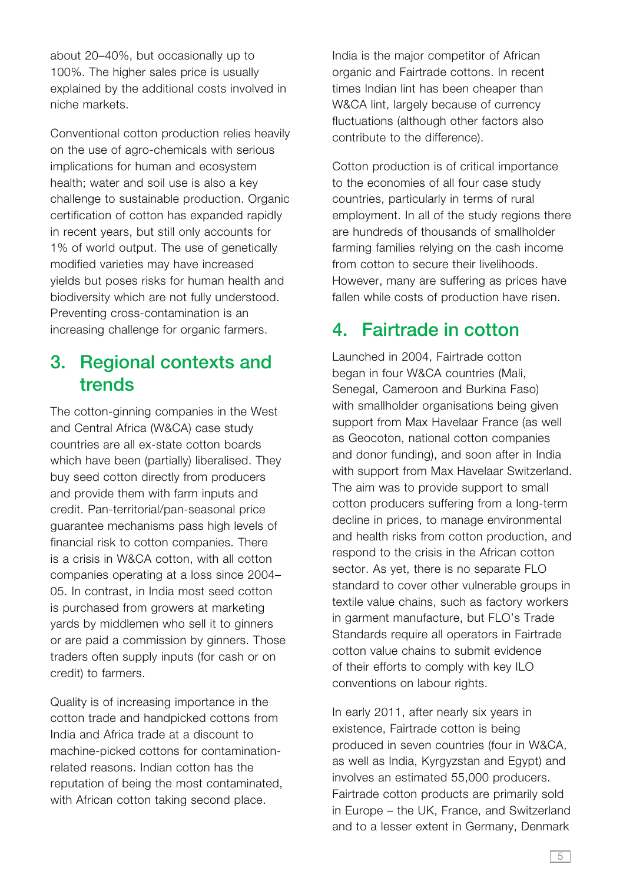about 20–40%, but occasionally up to 100%. The higher sales price is usually explained by the additional costs involved in niche markets.

Conventional cotton production relies heavily on the use of agro-chemicals with serious implications for human and ecosystem health; water and soil use is also a key challenge to sustainable production. Organic certification of cotton has expanded rapidly in recent years, but still only accounts for 1% of world output. The use of genetically modified varieties may have increased yields but poses risks for human health and biodiversity which are not fully understood. Preventing cross-contamination is an increasing challenge for organic farmers.

## 3. Regional contexts and trends

The cotton-ginning companies in the West and Central Africa (W&CA) case study countries are all ex-state cotton boards which have been (partially) liberalised. They buy seed cotton directly from producers and provide them with farm inputs and credit. Pan-territorial/pan-seasonal price guarantee mechanisms pass high levels of financial risk to cotton companies. There is a crisis in W&CA cotton, with all cotton companies operating at a loss since 2004–05. In contrast, in India most seed cotton is purchased from growers at marketing yards by middlemen who sell it to ginners or are paid a commission by ginners. Those traders often supply inputs (for cash or on credit) to farmers.

Quality is of increasing importance in the cotton trade and handpicked cottons from India and Africa trade at a discount to machine-picked cottons for contamination-related reasons. Indian cotton has the reputation of being the most contaminated, with African cotton taking second place.

India is the major competitor of African organic and Fairtrade cottons. In recent times Indian lint has been cheaper than W&CA lint, largely because of currency fluctuations (although other factors also contribute to the difference).

Cotton production is of critical importance to the economies of all four case study countries, particularly in terms of rural employment. In all of the study regions there are hundreds of thousands of smallholder farming families relying on the cash income from cotton to secure their livelihoods. However, many are suffering as prices have fallen while costs of production have risen.

## 4. Fairtrade in cotton

Launched in 2004, Fairtrade cotton began in four W&CA countries (Mali, Senegal, Cameroon and Burkina Faso) with smallholder organisations being given support from Max Havelaar France (as well as Geocoton, national cotton companies and donor funding), and soon after in India with support from Max Havelaar Switzerland. The aim was to provide support to small cotton producers suffering from a long-term decline in prices, to manage environmental and health risks from cotton production, and respond to the crisis in the African cotton sector. As yet, there is no separate FLO standard to cover other vulnerable groups in textile value chains, such as factory workers in garment manufacture, but FLO's Trade Standards require all operators in Fairtrade cotton value chains to submit evidence of their efforts to comply with key ILO conventions on labour rights.

In early 2011, after nearly six years in existence, Fairtrade cotton is being produced in seven countries (four in W&CA, as well as India, Kyrgyzstan and Egypt) and involves an estimated 55,000 producers. Fairtrade cotton products are primarily sold in Europe – the UK, France, and Switzerland and to a lesser extent in Germany, Denmark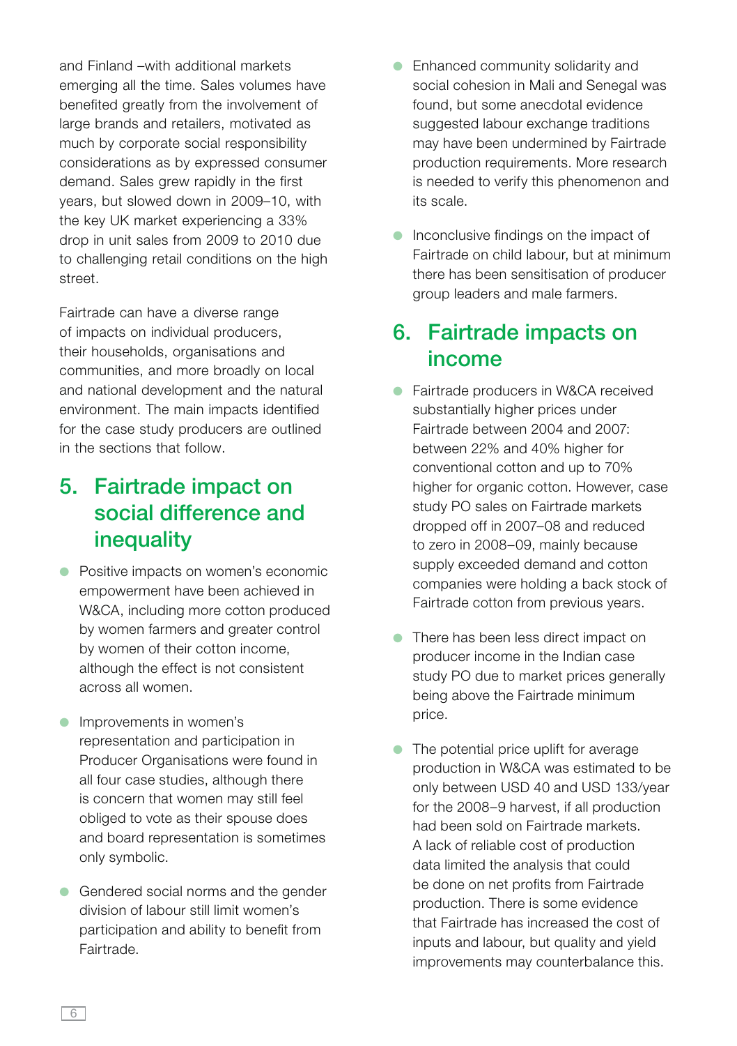and Finland –with additional markets emerging all the time. Sales volumes have benefited greatly from the involvement of large brands and retailers, motivated as much by corporate social responsibility considerations as by expressed consumer demand. Sales grew rapidly in the first years, but slowed down in 2009–10, with the key UK market experiencing a 33% drop in unit sales from 2009 to 2010 due to challenging retail conditions on the high street.

Fairtrade can have a diverse range of impacts on individual producers, their households, organisations and communities, and more broadly on local and national development and the natural environment. The main impacts identified for the case study producers are outlined in the sections that follow.

## 5. Fairtrade impact on social difference and inequality

- Positive impacts on women's economic empowerment have been achieved in W&CA, including more cotton produced by women farmers and greater control by women of their cotton income, although the effect is not consistent across all women.
- Improvements in women's representation and participation in Producer Organisations were found in all four case studies, although there is concern that women may still feel obliged to vote as their spouse does and board representation is sometimes only symbolic.
- Gendered social norms and the gender division of labour still limit women's participation and ability to benefit from Fairtrade.
- Enhanced community solidarity and social cohesion in Mali and Senegal was found, but some anecdotal evidence suggested labour exchange traditions may have been undermined by Fairtrade production requirements. More research is needed to verify this phenomenon and its scale.
- Inconclusive findings on the impact of Fairtrade on child labour, but at minimum there has been sensitisation of producer group leaders and male farmers.

## 6. Fairtrade impacts on income

- Fairtrade producers in W&CA received substantially higher prices under Fairtrade between 2004 and 2007: between 22% and 40% higher for conventional cotton and up to 70% higher for organic cotton. However, case study PO sales on Fairtrade markets dropped off in 2007–08 and reduced to zero in 2008–09, mainly because supply exceeded demand and cotton companies were holding a back stock of Fairtrade cotton from previous years.
- There has been less direct impact on producer income in the Indian case study PO due to market prices generally being above the Fairtrade minimum price.
- The potential price uplift for average production in W&CA was estimated to be only between USD 40 and USD 133/year for the 2008–9 harvest, if all production had been sold on Fairtrade markets. A lack of reliable cost of production data limited the analysis that could be done on net profits from Fairtrade production. There is some evidence that Fairtrade has increased the cost of inputs and labour, but quality and yield improvements may counterbalance this.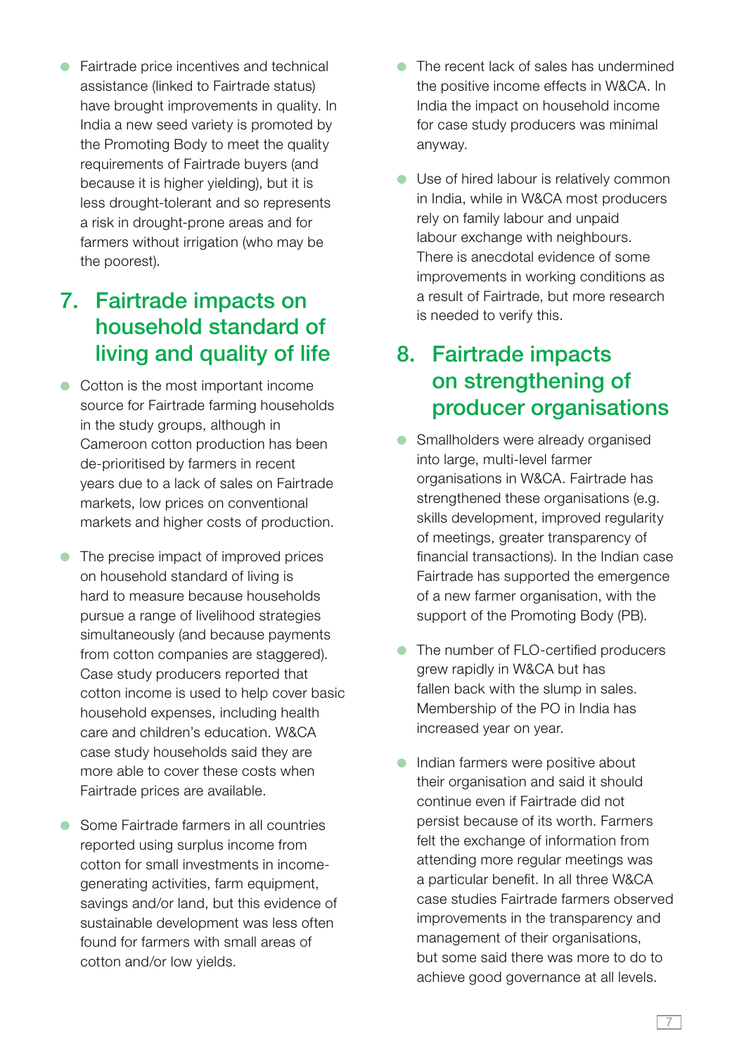- Fairtrade price incentives and technical assistance (linked to Fairtrade status) have brought improvements in quality. In India a new seed variety is promoted by the Promoting Body to meet the quality requirements of Fairtrade buyers (and because it is higher yielding), but it is less drought-tolerant and so represents a risk in drought-prone areas and for farmers without irrigation (who may be the poorest).

## 7. Fairtrade impacts on household standard of living and quality of life

- Cotton is the most important income source for Fairtrade farming households in the study groups, although in Cameroon cotton production has been de-prioritised by farmers in recent years due to a lack of sales on Fairtrade markets, low prices on conventional markets and higher costs of production.
- The precise impact of improved prices on household standard of living is hard to measure because households pursue a range of livelihood strategies simultaneously (and because payments from cotton companies are staggered). Case study producers reported that cotton income is used to help cover basic household expenses, including health care and children's education. W&CA case study households said they are more able to cover these costs when Fairtrade prices are available.
- Some Fairtrade farmers in all countries reported using surplus income from cotton for small investments in income-generating activities, farm equipment, savings and/or land, but this evidence of sustainable development was less often found for farmers with small areas of cotton and/or low yields.
- The recent lack of sales has undermined the positive income effects in W&CA. In India the impact on household income for case study producers was minimal anyway.
- Use of hired labour is relatively common in India, while in W&CA most producers rely on family labour and unpaid labour exchange with neighbours. There is anecdotal evidence of some improvements in working conditions as a result of Fairtrade, but more research is needed to verify this.

## 8. Fairtrade impacts on strengthening of producer organisations

- Smallholders were already organised into large, multi-level farmer organisations in W&CA. Fairtrade has strengthened these organisations (e.g. skills development, improved regularity of meetings, greater transparency of financial transactions). In the Indian case Fairtrade has supported the emergence of a new farmer organisation, with the support of the Promoting Body (PB).
- The number of FLO-certified producers grew rapidly in W&CA but has fallen back with the slump in sales. Membership of the PO in India has increased year on year.
- Indian farmers were positive about their organisation and said it should continue even if Fairtrade did not persist because of its worth. Farmers felt the exchange of information from attending more regular meetings was a particular benefit. In all three W&CA case studies Fairtrade farmers observed improvements in the transparency and management of their organisations, but some said there was more to do to achieve good governance at all levels.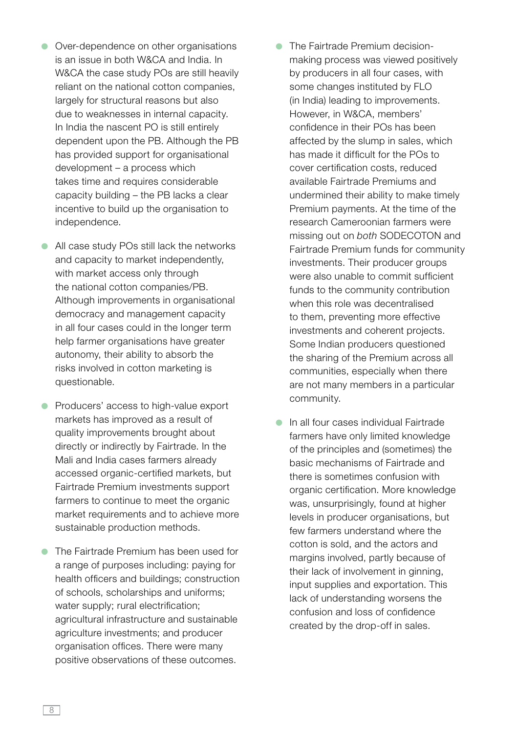- Over-dependence on other organisations is an issue in both W&CA and India. In W&CA the case study POs are still heavily reliant on the national cotton companies, largely for structural reasons but also due to weaknesses in internal capacity. In India the nascent PO is still entirely dependent upon the PB. Although the PB has provided support for organisational development – a process which takes time and requires considerable capacity building – the PB lacks a clear incentive to build up the organisation to independence.

- All case study POs still lack the networks and capacity to market independently, with market access only through the national cotton companies/PB. Although improvements in organisational democracy and management capacity in all four cases could in the longer term help farmer organisations have greater autonomy, their ability to absorb the risks involved in cotton marketing is questionable.

- Producers' access to high-value export markets has improved as a result of quality improvements brought about directly or indirectly by Fairtrade. In the Mali and India cases farmers already accessed organic-certified markets, but Fairtrade Premium investments support farmers to continue to meet the organic market requirements and to achieve more sustainable production methods.

- The Fairtrade Premium has been used for a range of purposes including: paying for health officers and buildings; construction of schools, scholarships and uniforms; water supply; rural electrification; agricultural infrastructure and sustainable agriculture investments; and producer organisation offices. There were many positive observations of these outcomes.

- The Fairtrade Premium decision-making process was viewed positively by producers in all four cases, with some changes instituted by FLO (in India) leading to improvements. However, in W&CA, members' confidence in their POs has been affected by the slump in sales, which has made it difficult for the POs to cover certification costs, reduced available Fairtrade Premiums and undermined their ability to make timely Premium payments. At the time of the research Cameroonian farmers were missing out on *both* SODECOTON and Fairtrade Premium funds for community investments. Their producer groups were also unable to commit sufficient funds to the community contribution when this role was decentralised to them, preventing more effective investments and coherent projects. Some Indian producers questioned the sharing of the Premium across all communities, especially when there are not many members in a particular community.

- In all four cases individual Fairtrade farmers have only limited knowledge of the principles and (sometimes) the basic mechanisms of Fairtrade and there is sometimes confusion with organic certification. More knowledge was, unsurprisingly, found at higher levels in producer organisations, but few farmers understand where the cotton is sold, and the actors and margins involved, partly because of their lack of involvement in ginning, input supplies and exportation. This lack of understanding worsens the confusion and loss of confidence created by the drop-off in sales.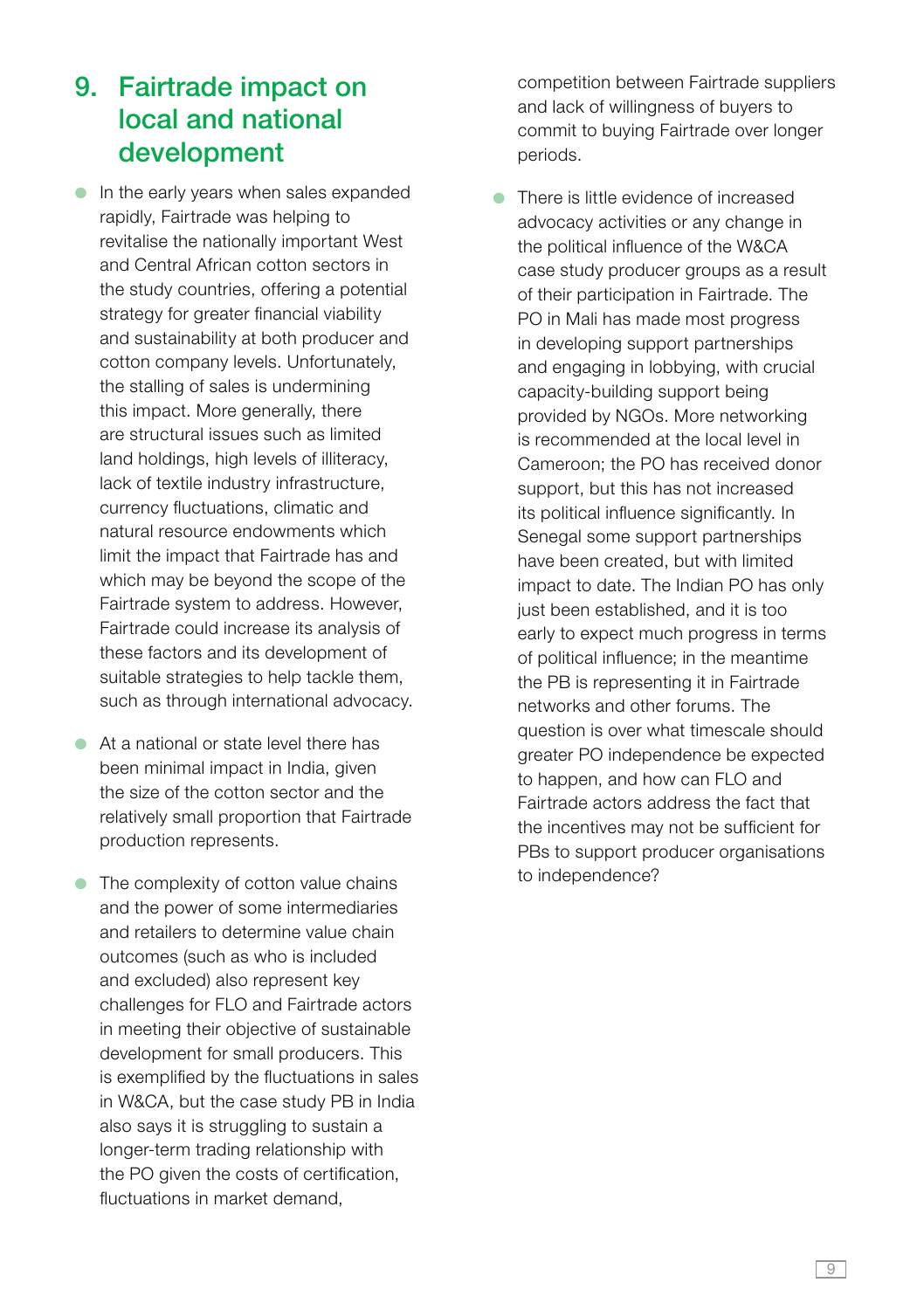## 9. Fairtrade impact on local and national development

- In the early years when sales expanded rapidly, Fairtrade was helping to revitalise the nationally important West and Central African cotton sectors in the study countries, offering a potential strategy for greater financial viability and sustainability at both producer and cotton company levels. Unfortunately, the stalling of sales is undermining this impact. More generally, there are structural issues such as limited land holdings, high levels of illiteracy, lack of textile industry infrastructure, currency fluctuations, climatic and natural resource endowments which limit the impact that Fairtrade has and which may be beyond the scope of the Fairtrade system to address. However, Fairtrade could increase its analysis of these factors and its development of suitable strategies to help tackle them, such as through international advocacy.

- At a national or state level there has been minimal impact in India, given the size of the cotton sector and the relatively small proportion that Fairtrade production represents.

- The complexity of cotton value chains and the power of some intermediaries and retailers to determine value chain outcomes (such as who is included and excluded) also represent key challenges for FLO and Fairtrade actors in meeting their objective of sustainable development for small producers. This is exemplified by the fluctuations in sales in W&CA, but the case study PB in India also says it is struggling to sustain a longer-term trading relationship with the PO given the costs of certification, fluctuations in market demand, competition between Fairtrade suppliers and lack of willingness of buyers to commit to buying Fairtrade over longer periods.

- There is little evidence of increased advocacy activities or any change in the political influence of the W&CA case study producer groups as a result of their participation in Fairtrade. The PO in Mali has made most progress in developing support partnerships and engaging in lobbying, with crucial capacity-building support being provided by NGOs. More networking is recommended at the local level in Cameroon; the PO has received donor support, but this has not increased its political influence significantly. In Senegal some support partnerships have been created, but with limited impact to date. The Indian PO has only just been established, and it is too early to expect much progress in terms of political influence; in the meantime the PB is representing it in Fairtrade networks and other forums. The question is over what timescale should greater PO independence be expected to happen, and how can FLO and Fairtrade actors address the fact that the incentives may not be sufficient for PBs to support producer organisations to independence?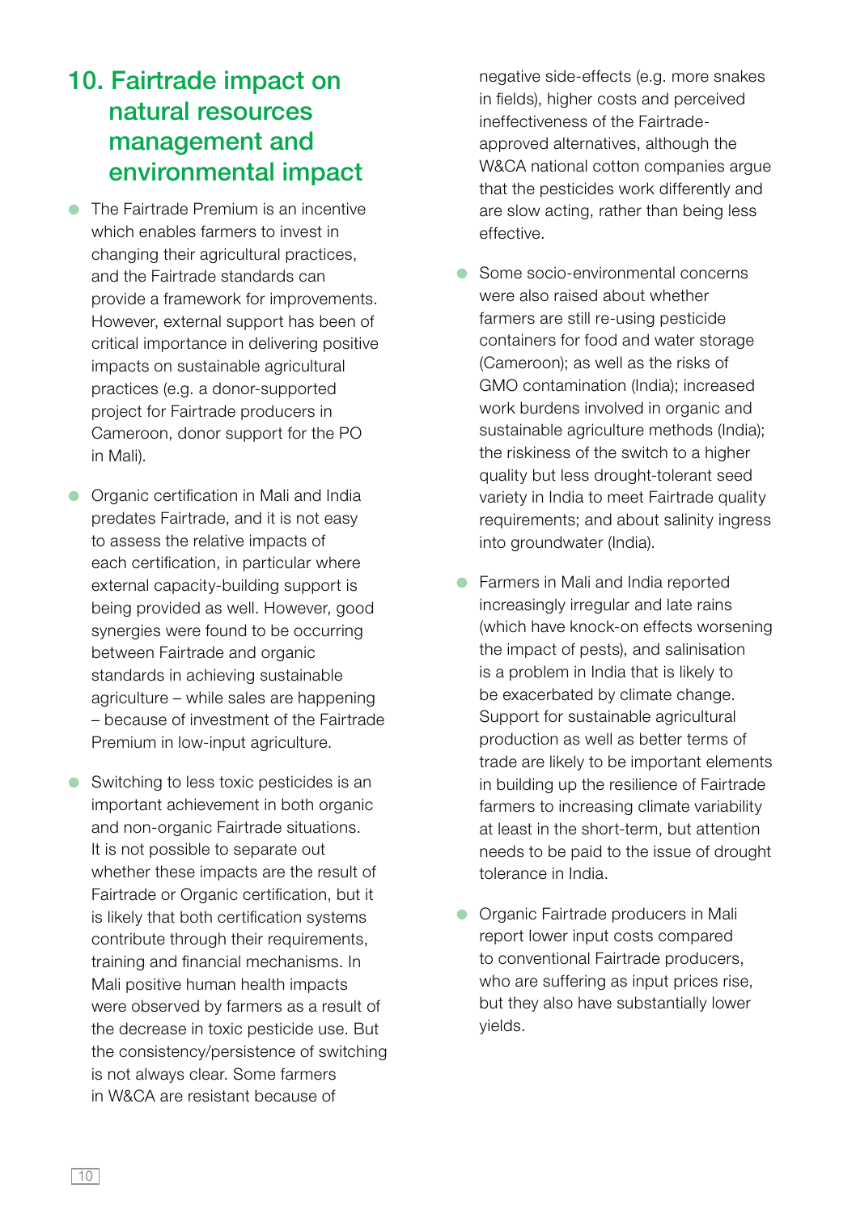## 10. Fairtrade impact on natural resources management and environmental impact

- The Fairtrade Premium is an incentive which enables farmers to invest in changing their agricultural practices, and the Fairtrade standards can provide a framework for improvements. However, external support has been of critical importance in delivering positive impacts on sustainable agricultural practices (e.g. a donor-supported project for Fairtrade producers in Cameroon, donor support for the PO in Mali).

- Organic certification in Mali and India predates Fairtrade, and it is not easy to assess the relative impacts of each certification, in particular where external capacity-building support is being provided as well. However, good synergies were found to be occurring between Fairtrade and organic standards in achieving sustainable agriculture – while sales are happening – because of investment of the Fairtrade Premium in low-input agriculture.

- Switching to less toxic pesticides is an important achievement in both organic and non-organic Fairtrade situations. It is not possible to separate out whether these impacts are the result of Fairtrade or Organic certification, but it is likely that both certification systems contribute through their requirements, training and financial mechanisms. In Mali positive human health impacts were observed by farmers as a result of the decrease in toxic pesticide use. But the consistency/persistence of switching is not always clear. Some farmers in W&CA are resistant because of negative side-effects (e.g. more snakes in fields), higher costs and perceived ineffectiveness of the Fairtrade-approved alternatives, although the W&CA national cotton companies argue that the pesticides work differently and are slow acting, rather than being less effective.

- Some socio-environmental concerns were also raised about whether farmers are still re-using pesticide containers for food and water storage (Cameroon); as well as the risks of GMO contamination (India); increased work burdens involved in organic and sustainable agriculture methods (India); the riskiness of the switch to a higher quality but less drought-tolerant seed variety in India to meet Fairtrade quality requirements; and about salinity ingress into groundwater (India).

- Farmers in Mali and India reported increasingly irregular and late rains (which have knock-on effects worsening the impact of pests), and salinisation is a problem in India that is likely to be exacerbated by climate change. Support for sustainable agricultural production as well as better terms of trade are likely to be important elements in building up the resilience of Fairtrade farmers to increasing climate variability at least in the short-term, but attention needs to be paid to the issue of drought tolerance in India.

- Organic Fairtrade producers in Mali report lower input costs compared to conventional Fairtrade producers, who are suffering as input prices rise, but they also have substantially lower yields.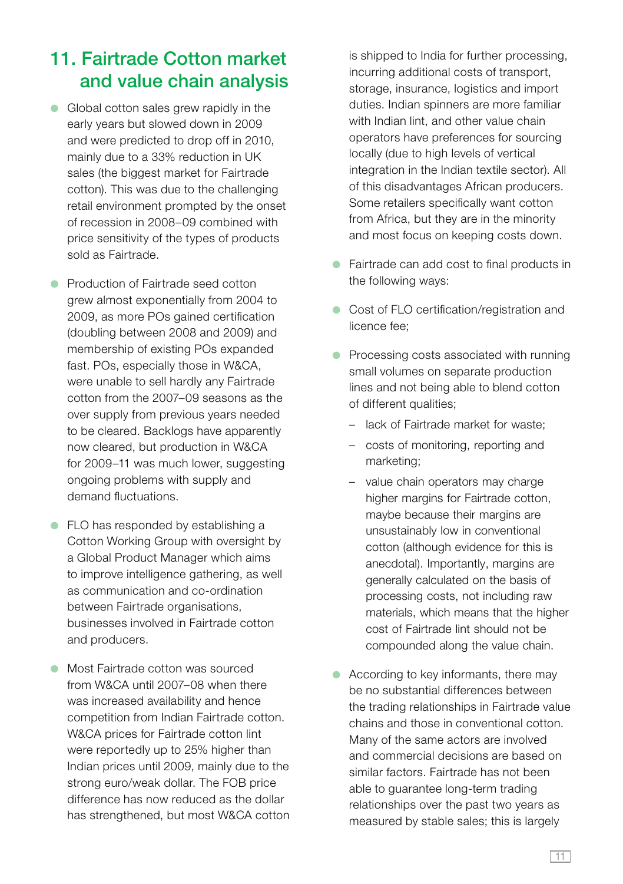## 11. Fairtrade Cotton market and value chain analysis

- Global cotton sales grew rapidly in the early years but slowed down in 2009 and were predicted to drop off in 2010, mainly due to a 33% reduction in UK sales (the biggest market for Fairtrade cotton). This was due to the challenging retail environment prompted by the onset of recession in 2008–09 combined with price sensitivity of the types of products sold as Fairtrade.

- Production of Fairtrade seed cotton grew almost exponentially from 2004 to 2009, as more POs gained certification (doubling between 2008 and 2009) and membership of existing POs expanded fast. POs, especially those in W&CA, were unable to sell hardly any Fairtrade cotton from the 2007–09 seasons as the over supply from previous years needed to be cleared. Backlogs have apparently now cleared, but production in W&CA for 2009–11 was much lower, suggesting ongoing problems with supply and demand fluctuations.

- FLO has responded by establishing a Cotton Working Group with oversight by a Global Product Manager which aims to improve intelligence gathering, as well as communication and co-ordination between Fairtrade organisations, businesses involved in Fairtrade cotton and producers.

- Most Fairtrade cotton was sourced from W&CA until 2007–08 when there was increased availability and hence competition from Indian Fairtrade cotton. W&CA prices for Fairtrade cotton lint were reportedly up to 25% higher than Indian prices until 2009, mainly due to the strong euro/weak dollar. The FOB price difference has now reduced as the dollar has strengthened, but most W&CA cotton is shipped to India for further processing, incurring additional costs of transport, storage, insurance, logistics and import duties. Indian spinners are more familiar with Indian lint, and other value chain operators have preferences for sourcing locally (due to high levels of vertical integration in the Indian textile sector). All of this disadvantages African producers. Some retailers specifically want cotton from Africa, but they are in the minority and most focus on keeping costs down.

- Fairtrade can add cost to final products in the following ways:

- Cost of FLO certification/registration and licence fee;

- Processing costs associated with running small volumes on separate production lines and not being able to blend cotton of different qualities;
  - lack of Fairtrade market for waste;
  - costs of monitoring, reporting and marketing;
  - value chain operators may charge higher margins for Fairtrade cotton, maybe because their margins are unsustainably low in conventional cotton (although evidence for this is anecdotal). Importantly, margins are generally calculated on the basis of processing costs, not including raw materials, which means that the higher cost of Fairtrade lint should not be compounded along the value chain.

- According to key informants, there may be no substantial differences between the trading relationships in Fairtrade value chains and those in conventional cotton. Many of the same actors are involved and commercial decisions are based on similar factors. Fairtrade has not been able to guarantee long-term trading relationships over the past two years as measured by stable sales; this is largely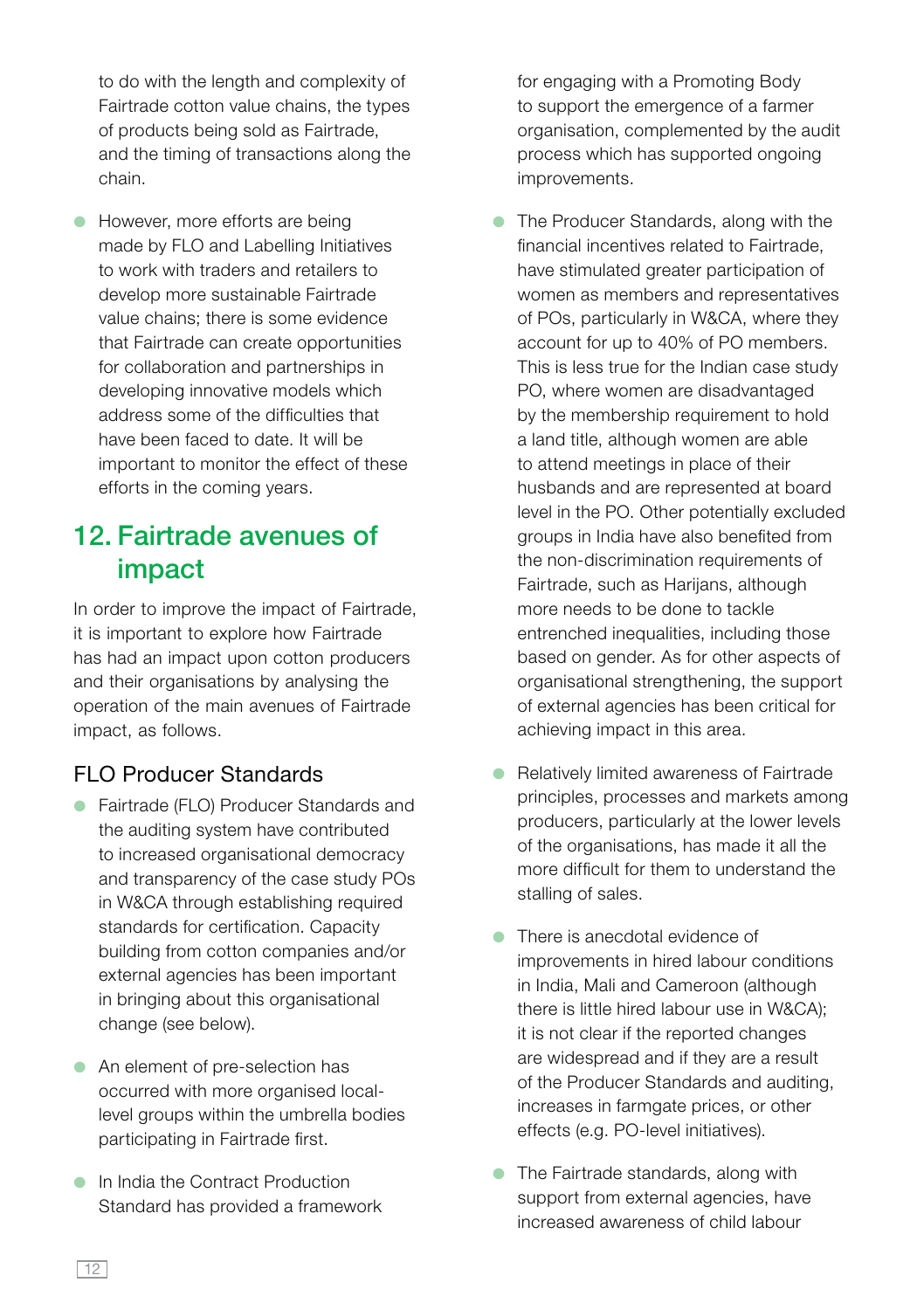to do with the length and complexity of Fairtrade cotton value chains, the types of products being sold as Fairtrade, and the timing of transactions along the chain.

- However, more efforts are being made by FLO and Labelling Initiatives to work with traders and retailers to develop more sustainable Fairtrade value chains; there is some evidence that Fairtrade can create opportunities for collaboration and partnerships in developing innovative models which address some of the difficulties that have been faced to date. It will be important to monitor the effect of these efforts in the coming years.

## 12. Fairtrade avenues of impact

In order to improve the impact of Fairtrade, it is important to explore how Fairtrade has had an impact upon cotton producers and their organisations by analysing the operation of the main avenues of Fairtrade impact, as follows.

### FLO Producer Standards

- Fairtrade (FLO) Producer Standards and the auditing system have contributed to increased organisational democracy and transparency of the case study POs in W&CA through establishing required standards for certification. Capacity building from cotton companies and/or external agencies has been important in bringing about this organisational change (see below).

- An element of pre-selection has occurred with more organised local-level groups within the umbrella bodies participating in Fairtrade first.

- In India the Contract Production Standard has provided a framework for engaging with a Promoting Body to support the emergence of a farmer organisation, complemented by the audit process which has supported ongoing improvements.

- The Producer Standards, along with the financial incentives related to Fairtrade, have stimulated greater participation of women as members and representatives of POs, particularly in W&CA, where they account for up to 40% of PO members. This is less true for the Indian case study PO, where women are disadvantaged by the membership requirement to hold a land title, although women are able to attend meetings in place of their husbands and are represented at board level in the PO. Other potentially excluded groups in India have also benefited from the non-discrimination requirements of Fairtrade, such as Harijans, although more needs to be done to tackle entrenched inequalities, including those based on gender. As for other aspects of organisational strengthening, the support of external agencies has been critical for achieving impact in this area.

- Relatively limited awareness of Fairtrade principles, processes and markets among producers, particularly at the lower levels of the organisations, has made it all the more difficult for them to understand the stalling of sales.

- There is anecdotal evidence of improvements in hired labour conditions in India, Mali and Cameroon (although there is little hired labour use in W&CA); it is not clear if the reported changes are widespread and if they are a result of the Producer Standards and auditing, increases in farmgate prices, or other effects (e.g. PO-level initiatives).

- The Fairtrade standards, along with support from external agencies, have increased awareness of child labour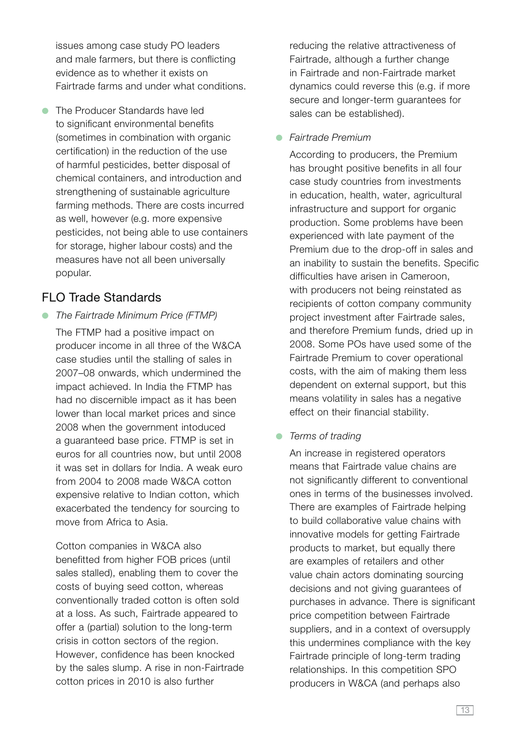issues among case study PO leaders and male farmers, but there is conflicting evidence as to whether it exists on Fairtrade farms and under what conditions.

- The Producer Standards have led to significant environmental benefits (sometimes in combination with organic certification) in the reduction of the use of harmful pesticides, better disposal of chemical containers, and introduction and strengthening of sustainable agriculture farming methods. There are costs incurred as well, however (e.g. more expensive pesticides, not being able to use containers for storage, higher labour costs) and the measures have not all been universally popular.

## FLO Trade Standards

- *The Fairtrade Minimum Price (FTMP)*

  The FTMP had a positive impact on producer income in all three of the W&CA case studies until the stalling of sales in 2007–08 onwards, which undermined the impact achieved. In India the FTMP has had no discernible impact as it has been lower than local market prices and since 2008 when the government intoduced a guaranteed base price. FTMP is set in euros for all countries now, but until 2008 it was set in dollars for India. A weak euro from 2004 to 2008 made W&CA cotton expensive relative to Indian cotton, which exacerbated the tendency for sourcing to move from Africa to Asia.

  Cotton companies in W&CA also benefitted from higher FOB prices (until sales stalled), enabling them to cover the costs of buying seed cotton, whereas conventionally traded cotton is often sold at a loss. As such, Fairtrade appeared to offer a (partial) solution to the long-term crisis in cotton sectors of the region. However, confidence has been knocked by the sales slump. A rise in non-Fairtrade cotton prices in 2010 is also further reducing the relative attractiveness of Fairtrade, although a further change in Fairtrade and non-Fairtrade market dynamics could reverse this (e.g. if more secure and longer-term guarantees for sales can be established).

- *Fairtrade Premium*

  According to producers, the Premium has brought positive benefits in all four case study countries from investments in education, health, water, agricultural infrastructure and support for organic production. Some problems have been experienced with late payment of the Premium due to the drop-off in sales and an inability to sustain the benefits. Specific difficulties have arisen in Cameroon, with producers not being reinstated as recipients of cotton company community project investment after Fairtrade sales, and therefore Premium funds, dried up in 2008. Some POs have used some of the Fairtrade Premium to cover operational costs, with the aim of making them less dependent on external support, but this means volatility in sales has a negative effect on their financial stability.

- *Terms of trading*

  An increase in registered operators means that Fairtrade value chains are not significantly different to conventional ones in terms of the businesses involved. There are examples of Fairtrade helping to build collaborative value chains with innovative models for getting Fairtrade products to market, but equally there are examples of retailers and other value chain actors dominating sourcing decisions and not giving guarantees of purchases in advance. There is significant price competition between Fairtrade suppliers, and in a context of oversupply this undermines compliance with the key Fairtrade principle of long-term trading relationships. In this competition SPO producers in W&CA (and perhaps also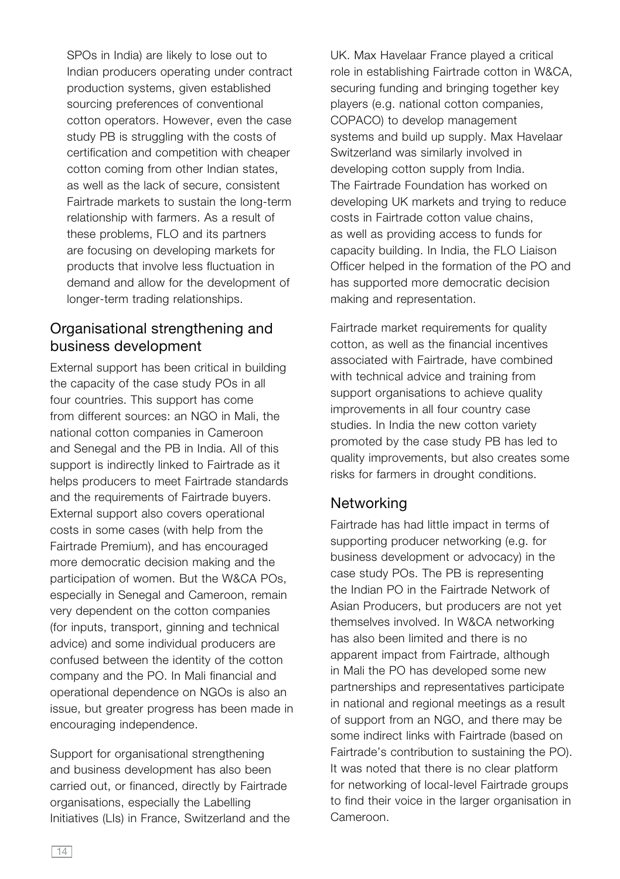SPOs in India) are likely to lose out to Indian producers operating under contract production systems, given established sourcing preferences of conventional cotton operators. However, even the case study PB is struggling with the costs of certification and competition with cheaper cotton coming from other Indian states, as well as the lack of secure, consistent Fairtrade markets to sustain the long-term relationship with farmers. As a result of these problems, FLO and its partners are focusing on developing markets for products that involve less fluctuation in demand and allow for the development of longer-term trading relationships.

## Organisational strengthening and business development

External support has been critical in building the capacity of the case study POs in all four countries. This support has come from different sources: an NGO in Mali, the national cotton companies in Cameroon and Senegal and the PB in India. All of this support is indirectly linked to Fairtrade as it helps producers to meet Fairtrade standards and the requirements of Fairtrade buyers. External support also covers operational costs in some cases (with help from the Fairtrade Premium), and has encouraged more democratic decision making and the participation of women. But the W&CA POs, especially in Senegal and Cameroon, remain very dependent on the cotton companies (for inputs, transport, ginning and technical advice) and some individual producers are confused between the identity of the cotton company and the PO. In Mali financial and operational dependence on NGOs is also an issue, but greater progress has been made in encouraging independence.

Support for organisational strengthening and business development has also been carried out, or financed, directly by Fairtrade organisations, especially the Labelling Initiatives (LIs) in France, Switzerland and the UK. Max Havelaar France played a critical role in establishing Fairtrade cotton in W&CA, securing funding and bringing together key players (e.g. national cotton companies, COPACO) to develop management systems and build up supply. Max Havelaar Switzerland was similarly involved in developing cotton supply from India. The Fairtrade Foundation has worked on developing UK markets and trying to reduce costs in Fairtrade cotton value chains, as well as providing access to funds for capacity building. In India, the FLO Liaison Officer helped in the formation of the PO and has supported more democratic decision making and representation.

Fairtrade market requirements for quality cotton, as well as the financial incentives associated with Fairtrade, have combined with technical advice and training from support organisations to achieve quality improvements in all four country case studies. In India the new cotton variety promoted by the case study PB has led to quality improvements, but also creates some risks for farmers in drought conditions.

## Networking

Fairtrade has had little impact in terms of supporting producer networking (e.g. for business development or advocacy) in the case study POs. The PB is representing the Indian PO in the Fairtrade Network of Asian Producers, but producers are not yet themselves involved. In W&CA networking has also been limited and there is no apparent impact from Fairtrade, although in Mali the PO has developed some new partnerships and representatives participate in national and regional meetings as a result of support from an NGO, and there may be some indirect links with Fairtrade (based on Fairtrade's contribution to sustaining the PO). It was noted that there is no clear platform for networking of local-level Fairtrade groups to find their voice in the larger organisation in Cameroon.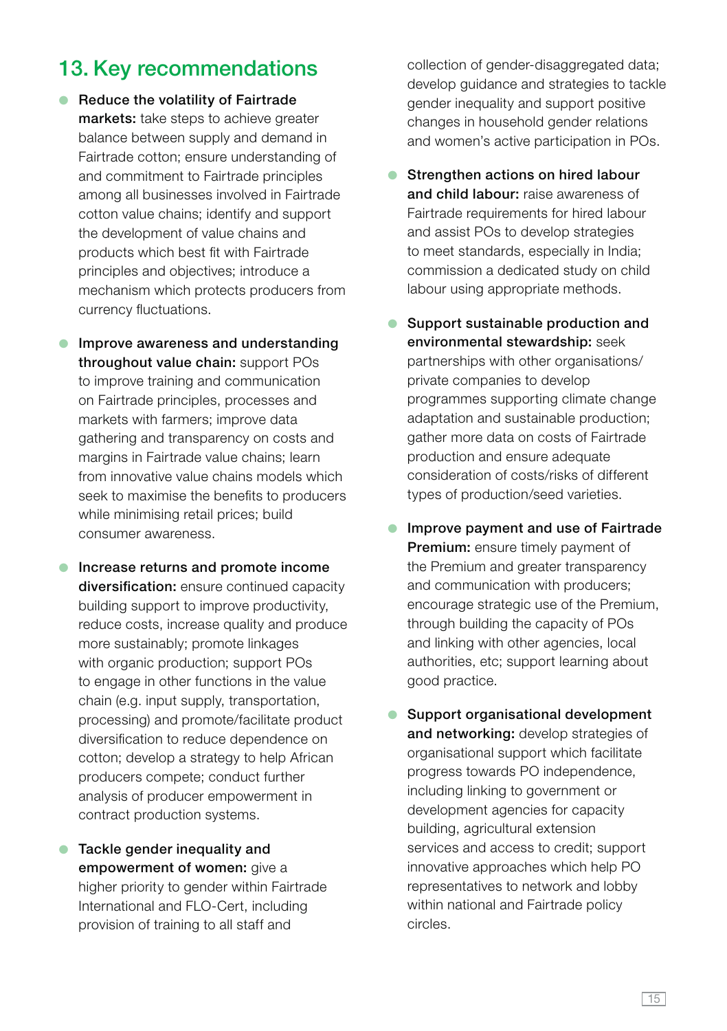## 13. Key recommendations

- **Reduce the volatility of Fairtrade markets:** take steps to achieve greater balance between supply and demand in Fairtrade cotton; ensure understanding of and commitment to Fairtrade principles among all businesses involved in Fairtrade cotton value chains; identify and support the development of value chains and products which best fit with Fairtrade principles and objectives; introduce a mechanism which protects producers from currency fluctuations.

- **Improve awareness and understanding throughout value chain:** support POs to improve training and communication on Fairtrade principles, processes and markets with farmers; improve data gathering and transparency on costs and margins in Fairtrade value chains; learn from innovative value chains models which seek to maximise the benefits to producers while minimising retail prices; build consumer awareness.

- **Increase returns and promote income diversification:** ensure continued capacity building support to improve productivity, reduce costs, increase quality and produce more sustainably; promote linkages with organic production; support POs to engage in other functions in the value chain (e.g. input supply, transportation, processing) and promote/facilitate product diversification to reduce dependence on cotton; develop a strategy to help African producers compete; conduct further analysis of producer empowerment in contract production systems.

- **Tackle gender inequality and empowerment of women:** give a higher priority to gender within Fairtrade International and FLO-Cert, including provision of training to all staff and collection of gender-disaggregated data; develop guidance and strategies to tackle gender inequality and support positive changes in household gender relations and women's active participation in POs.

- **Strengthen actions on hired labour and child labour:** raise awareness of Fairtrade requirements for hired labour and assist POs to develop strategies to meet standards, especially in India; commission a dedicated study on child labour using appropriate methods.

- **Support sustainable production and environmental stewardship:** seek partnerships with other organisations/ private companies to develop programmes supporting climate change adaptation and sustainable production; gather more data on costs of Fairtrade production and ensure adequate consideration of costs/risks of different types of production/seed varieties.

- **Improve payment and use of Fairtrade Premium:** ensure timely payment of the Premium and greater transparency and communication with producers; encourage strategic use of the Premium, through building the capacity of POs and linking with other agencies, local authorities, etc; support learning about good practice.

- **Support organisational development and networking:** develop strategies of organisational support which facilitate progress towards PO independence, including linking to government or development agencies for capacity building, agricultural extension services and access to credit; support innovative approaches which help PO representatives to network and lobby within national and Fairtrade policy circles.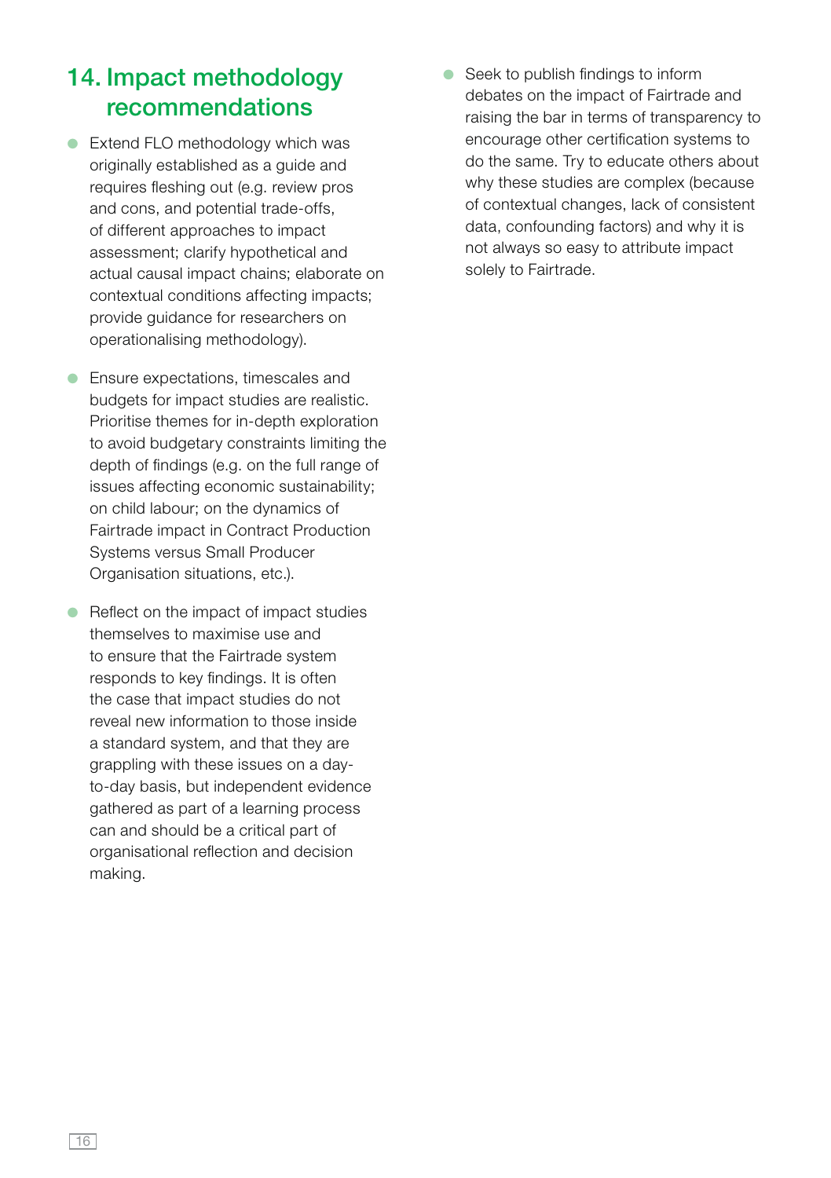## 14. Impact methodology recommendations

- Extend FLO methodology which was originally established as a guide and requires fleshing out (e.g. review pros and cons, and potential trade-offs, of different approaches to impact assessment; clarify hypothetical and actual causal impact chains; elaborate on contextual conditions affecting impacts; provide guidance for researchers on operationalising methodology).

- Ensure expectations, timescales and budgets for impact studies are realistic. Prioritise themes for in-depth exploration to avoid budgetary constraints limiting the depth of findings (e.g. on the full range of issues affecting economic sustainability; on child labour; on the dynamics of Fairtrade impact in Contract Production Systems versus Small Producer Organisation situations, etc.).

- Reflect on the impact of impact studies themselves to maximise use and to ensure that the Fairtrade system responds to key findings. It is often the case that impact studies do not reveal new information to those inside a standard system, and that they are grappling with these issues on a day-to-day basis, but independent evidence gathered as part of a learning process can and should be a critical part of organisational reflection and decision making.

- Seek to publish findings to inform debates on the impact of Fairtrade and raising the bar in terms of transparency to encourage other certification systems to do the same. Try to educate others about why these studies are complex (because of contextual changes, lack of consistent data, confounding factors) and why it is not always so easy to attribute impact solely to Fairtrade.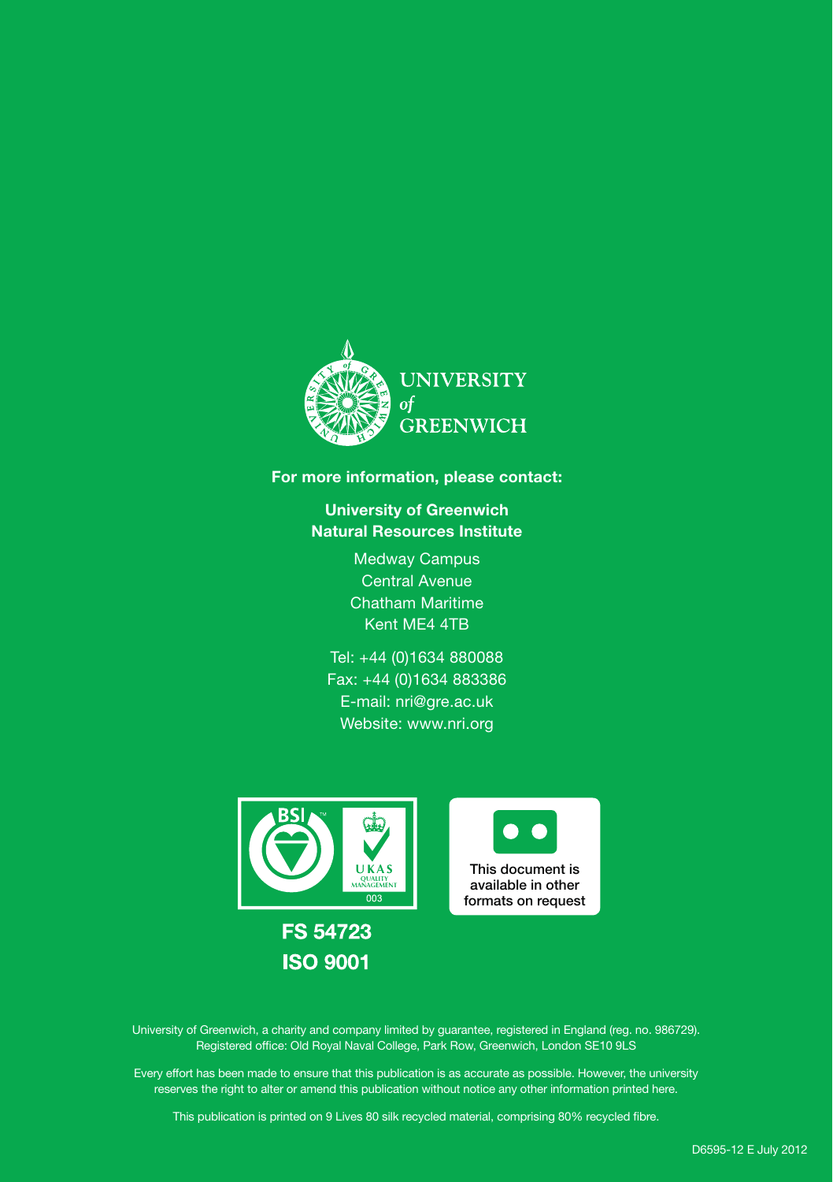UNIVERSITY *of* GREENWICH

**For more information, please contact:**

**University of Greenwich**
**Natural Resources Institute**

Medway Campus
Central Avenue
Chatham Maritime
Kent ME4 4TB

Tel: +44 (0)1634 880088
Fax: +44 (0)1634 883386
E-mail: nri@gre.ac.uk
Website: www.nri.org

BSI
UKAS QUALITY MANAGEMENT 003

**FS 54723**
**ISO 9001**

This document is available in other formats on request

University of Greenwich, a charity and company limited by guarantee, registered in England (reg. no. 986729).
Registered office: Old Royal Naval College, Park Row, Greenwich, London SE10 9LS

Every effort has been made to ensure that this publication is as accurate as possible. However, the university reserves the right to alter or amend this publication without notice any other information printed here.

This publication is printed on 9 Lives 80 silk recycled material, comprising 80% recycled fibre.

D6595-12 E July 2012